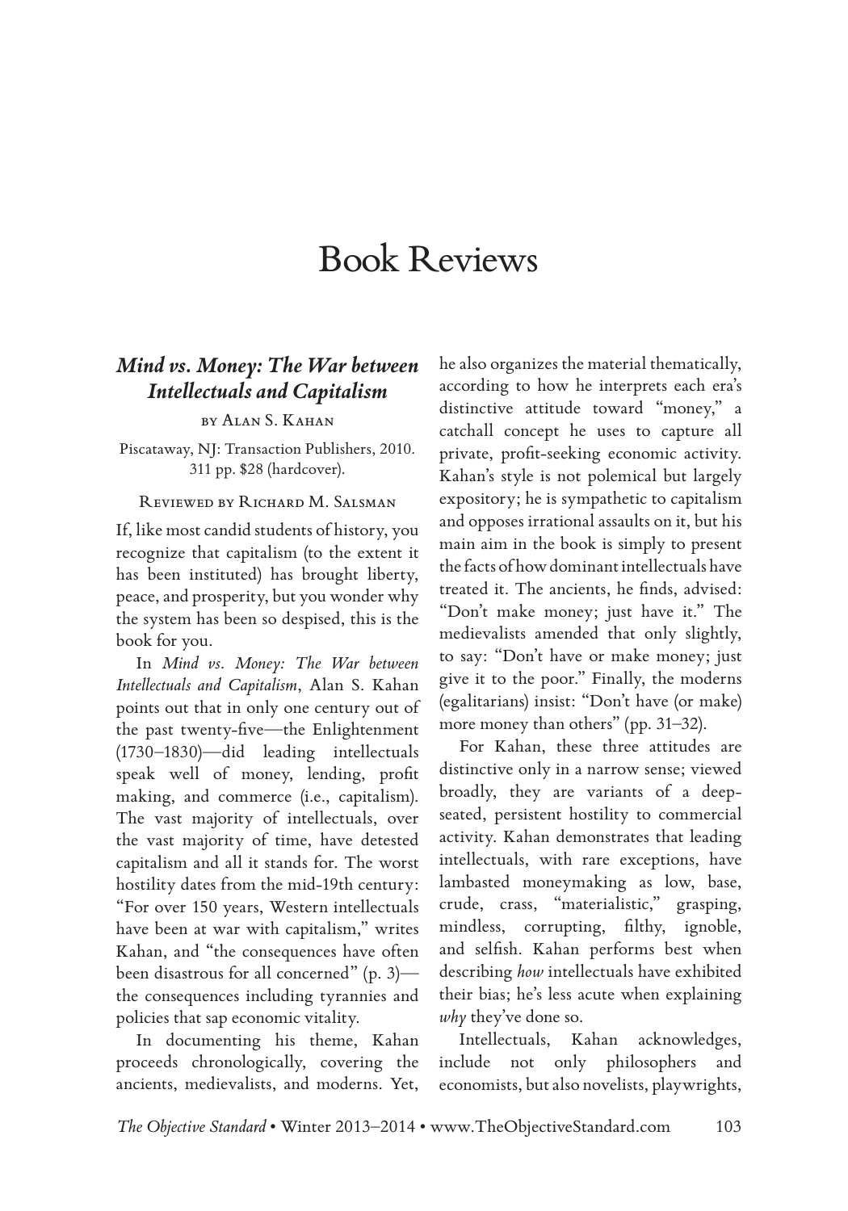# Book Reviews

## *Mind vs. Money: The War between Intellectuals and Capitalism*

by Alan S. Kahan

Piscataway, NJ: Transaction Publishers, 2010. 311 pp. $28 (hardcover).

Reviewed by Richard M. Salsman

If, like most candid students of history, you recognize that capitalism (to the extent it has been instituted) has brought liberty, peace, and prosperity, but you wonder why the system has been so despised, this is the book for you.

In *Mind vs. Money: The War between Intellectuals and Capitalism*, Alan S. Kahan points out that in only one century out of the past twenty-five—the Enlightenment (1730–1830)—did leading intellectuals speak well of money, lending, profit making, and commerce (i.e., capitalism). The vast majority of intellectuals, over the vast majority of time, have detested capitalism and all it stands for. The worst hostility dates from the mid-19th century: "For over 150 years, Western intellectuals have been at war with capitalism," writes Kahan, and "the consequences have often been disastrous for all concerned" (p. 3)—the consequences including tyrannies and policies that sap economic vitality.

In documenting his theme, Kahan proceeds chronologically, covering the ancients, medievalists, and moderns. Yet, he also organizes the material thematically, according to how he interprets each era's distinctive attitude toward "money," a catchall concept he uses to capture all private, profit-seeking economic activity. Kahan's style is not polemical but largely expository; he is sympathetic to capitalism and opposes irrational assaults on it, but his main aim in the book is simply to present the facts of how dominant intellectuals have treated it. The ancients, he finds, advised: "Don't make money; just have it." The medievalists amended that only slightly, to say: "Don't have or make money; just give it to the poor." Finally, the moderns (egalitarians) insist: "Don't have (or make) more money than others" (pp. 31–32).

For Kahan, these three attitudes are distinctive only in a narrow sense; viewed broadly, they are variants of a deep-seated, persistent hostility to commercial activity. Kahan demonstrates that leading intellectuals, with rare exceptions, have lambasted moneymaking as low, base, crude, crass, "materialistic," grasping, mindless, corrupting, filthy, ignoble, and selfish. Kahan performs best when describing *how* intellectuals have exhibited their bias; he's less acute when explaining *why* they've done so.

Intellectuals, Kahan acknowledges, include not only philosophers and economists, but also novelists, playwrights,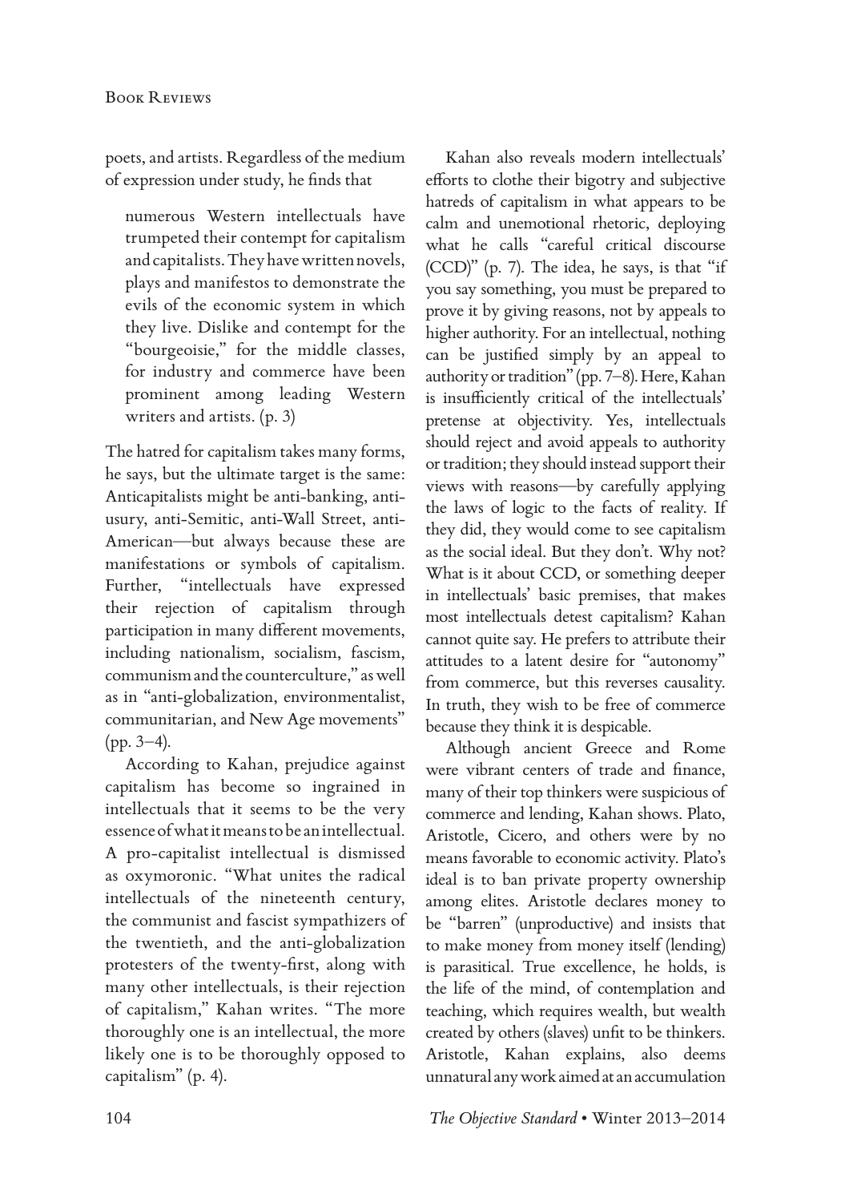poets, and artists. Regardless of the medium of expression under study, he finds that

> numerous Western intellectuals have trumpeted their contempt for capitalism and capitalists. They have written novels, plays and manifestos to demonstrate the evils of the economic system in which they live. Dislike and contempt for the "bourgeoisie," for the middle classes, for industry and commerce have been prominent among leading Western writers and artists. (p. 3)

The hatred for capitalism takes many forms, he says, but the ultimate target is the same: Anticapitalists might be anti-banking, anti-usury, anti-Semitic, anti-Wall Street, anti-American—but always because these are manifestations or symbols of capitalism. Further, "intellectuals have expressed their rejection of capitalism through participation in many different movements, including nationalism, socialism, fascism, communism and the counterculture," as well as in "anti-globalization, environmentalist, communitarian, and New Age movements" (pp. 3–4).

According to Kahan, prejudice against capitalism has become so ingrained in intellectuals that it seems to be the very essence of what it means to be an intellectual. A pro-capitalist intellectual is dismissed as oxymoronic. "What unites the radical intellectuals of the nineteenth century, the communist and fascist sympathizers of the twentieth, and the anti-globalization protesters of the twenty-first, along with many other intellectuals, is their rejection of capitalism," Kahan writes. "The more thoroughly one is an intellectual, the more likely one is to be thoroughly opposed to capitalism" (p. 4).

Kahan also reveals modern intellectuals' efforts to clothe their bigotry and subjective hatreds of capitalism in what appears to be calm and unemotional rhetoric, deploying what he calls "careful critical discourse (CCD)" (p. 7). The idea, he says, is that "if you say something, you must be prepared to prove it by giving reasons, not by appeals to higher authority. For an intellectual, nothing can be justified simply by an appeal to authority or tradition" (pp. 7–8). Here, Kahan is insufficiently critical of the intellectuals' pretense at objectivity. Yes, intellectuals should reject and avoid appeals to authority or tradition; they should instead support their views with reasons—by carefully applying the laws of logic to the facts of reality. If they did, they would come to see capitalism as the social ideal. But they don't. Why not? What is it about CCD, or something deeper in intellectuals' basic premises, that makes most intellectuals detest capitalism? Kahan cannot quite say. He prefers to attribute their attitudes to a latent desire for "autonomy" from commerce, but this reverses causality. In truth, they wish to be free of commerce because they think it is despicable.

Although ancient Greece and Rome were vibrant centers of trade and finance, many of their top thinkers were suspicious of commerce and lending, Kahan shows. Plato, Aristotle, Cicero, and others were by no means favorable to economic activity. Plato's ideal is to ban private property ownership among elites. Aristotle declares money to be "barren" (unproductive) and insists that to make money from money itself (lending) is parasitical. True excellence, he holds, is the life of the mind, of contemplation and teaching, which requires wealth, but wealth created by others (slaves) unfit to be thinkers. Aristotle, Kahan explains, also deems unnatural any work aimed at an accumulation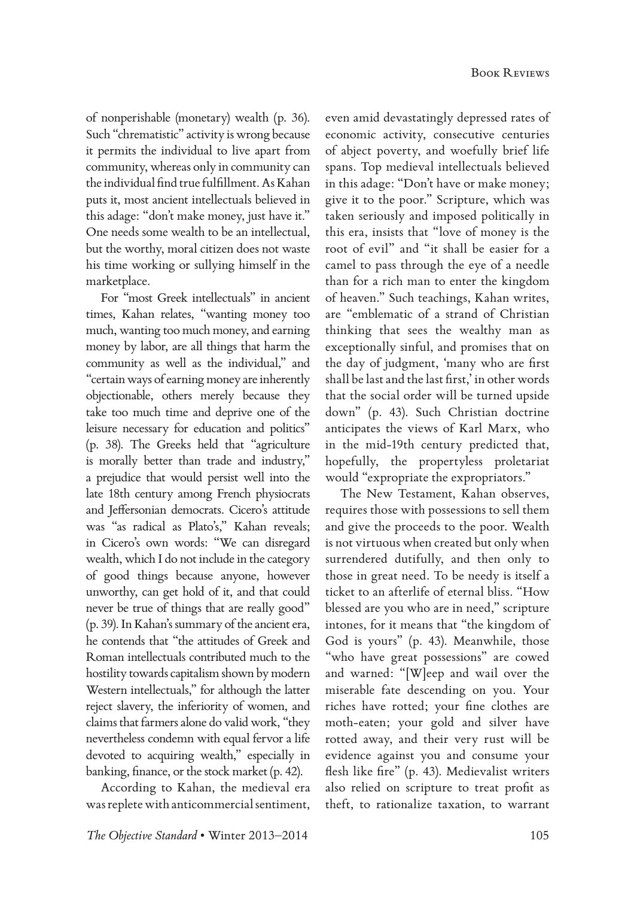of nonperishable (monetary) wealth (p. 36). Such "chrematistic" activity is wrong because it permits the individual to live apart from community, whereas only in community can the individual find true fulfillment. As Kahan puts it, most ancient intellectuals believed in this adage: "don't make money, just have it." One needs some wealth to be an intellectual, but the worthy, moral citizen does not waste his time working or sullying himself in the marketplace.

For "most Greek intellectuals" in ancient times, Kahan relates, "wanting money too much, wanting too much money, and earning money by labor, are all things that harm the community as well as the individual," and "certain ways of earning money are inherently objectionable, others merely because they take too much time and deprive one of the leisure necessary for education and politics" (p. 38). The Greeks held that "agriculture is morally better than trade and industry," a prejudice that would persist well into the late 18th century among French physiocrats and Jeffersonian democrats. Cicero's attitude was "as radical as Plato's," Kahan reveals; in Cicero's own words: "We can disregard wealth, which I do not include in the category of good things because anyone, however unworthy, can get hold of it, and that could never be true of things that are really good" (p. 39). In Kahan's summary of the ancient era, he contends that "the attitudes of Greek and Roman intellectuals contributed much to the hostility towards capitalism shown by modern Western intellectuals," for although the latter reject slavery, the inferiority of women, and claims that farmers alone do valid work, "they nevertheless condemn with equal fervor a life devoted to acquiring wealth," especially in banking, finance, or the stock market (p. 42).

According to Kahan, the medieval era was replete with anticommercial sentiment, even amid devastatingly depressed rates of economic activity, consecutive centuries of abject poverty, and woefully brief life spans. Top medieval intellectuals believed in this adage: "Don't have or make money; give it to the poor." Scripture, which was taken seriously and imposed politically in this era, insists that "love of money is the root of evil" and "it shall be easier for a camel to pass through the eye of a needle than for a rich man to enter the kingdom of heaven." Such teachings, Kahan writes, are "emblematic of a strand of Christian thinking that sees the wealthy man as exceptionally sinful, and promises that on the day of judgment, 'many who are first shall be last and the last first,' in other words that the social order will be turned upside down" (p. 43). Such Christian doctrine anticipates the views of Karl Marx, who in the mid-19th century predicted that, hopefully, the propertyless proletariat would "expropriate the expropriators."

The New Testament, Kahan observes, requires those with possessions to sell them and give the proceeds to the poor. Wealth is not virtuous when created but only when surrendered dutifully, and then only to those in great need. To be needy is itself a ticket to an afterlife of eternal bliss. "How blessed are you who are in need," scripture intones, for it means that "the kingdom of God is yours" (p. 43). Meanwhile, those "who have great possessions" are cowed and warned: "[W]eep and wail over the miserable fate descending on you. Your riches have rotted; your fine clothes are moth-eaten; your gold and silver have rotted away, and their very rust will be evidence against you and consume your flesh like fire" (p. 43). Medievalist writers also relied on scripture to treat profit as theft, to rationalize taxation, to warrant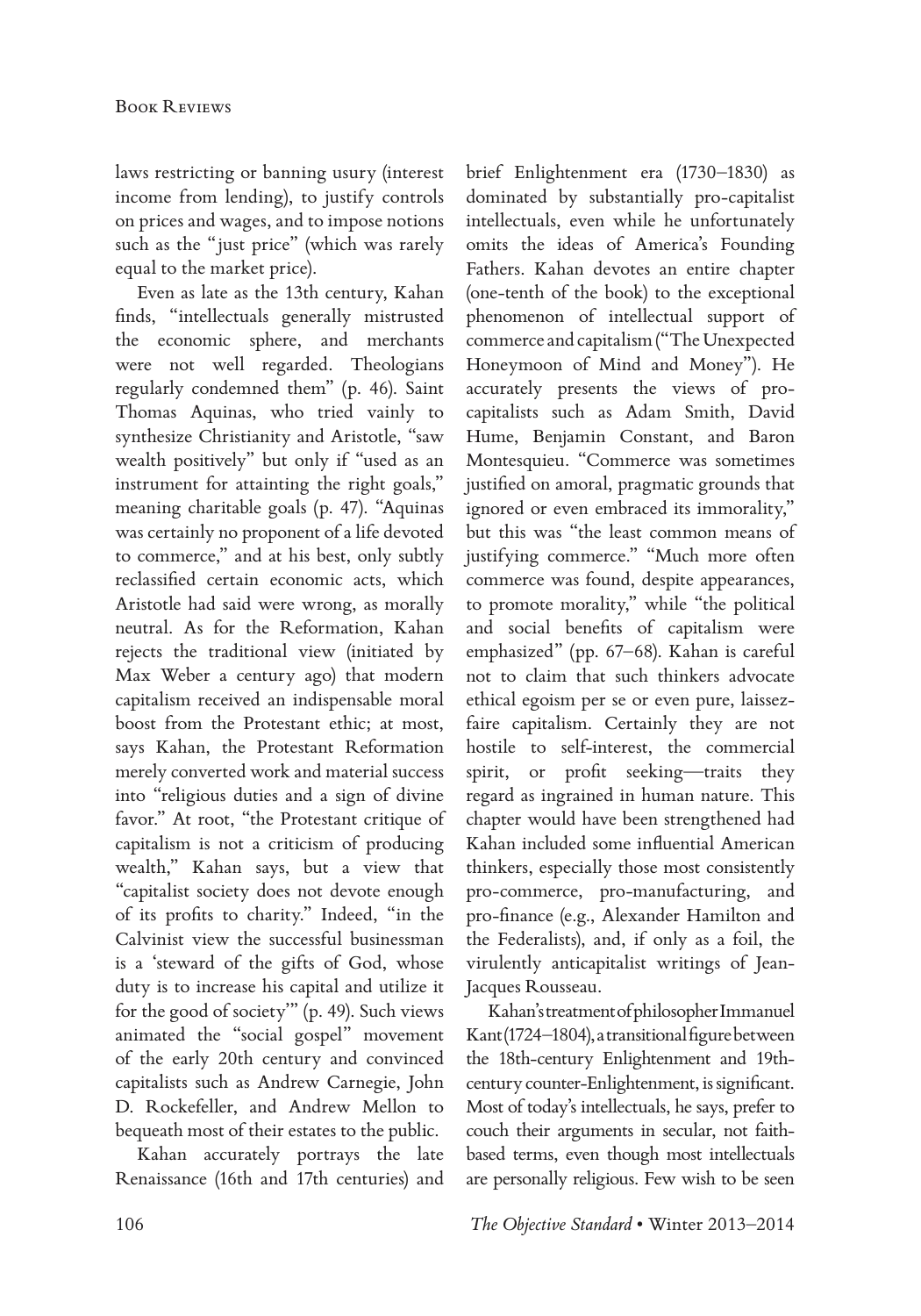laws restricting or banning usury (interest income from lending), to justify controls on prices and wages, and to impose notions such as the "just price" (which was rarely equal to the market price).

Even as late as the 13th century, Kahan finds, "intellectuals generally mistrusted the economic sphere, and merchants were not well regarded. Theologians regularly condemned them" (p. 46). Saint Thomas Aquinas, who tried vainly to synthesize Christianity and Aristotle, "saw wealth positively" but only if "used as an instrument for attainting the right goals," meaning charitable goals (p. 47). "Aquinas was certainly no proponent of a life devoted to commerce," and at his best, only subtly reclassified certain economic acts, which Aristotle had said were wrong, as morally neutral. As for the Reformation, Kahan rejects the traditional view (initiated by Max Weber a century ago) that modern capitalism received an indispensable moral boost from the Protestant ethic; at most, says Kahan, the Protestant Reformation merely converted work and material success into "religious duties and a sign of divine favor." At root, "the Protestant critique of capitalism is not a criticism of producing wealth," Kahan says, but a view that "capitalist society does not devote enough of its profits to charity." Indeed, "in the Calvinist view the successful businessman is a 'steward of the gifts of God, whose duty is to increase his capital and utilize it for the good of society'" (p. 49). Such views animated the "social gospel" movement of the early 20th century and convinced capitalists such as Andrew Carnegie, John D. Rockefeller, and Andrew Mellon to bequeath most of their estates to the public.

Kahan accurately portrays the late Renaissance (16th and 17th centuries) and brief Enlightenment era (1730–1830) as dominated by substantially pro-capitalist intellectuals, even while he unfortunately omits the ideas of America's Founding Fathers. Kahan devotes an entire chapter (one-tenth of the book) to the exceptional phenomenon of intellectual support of commerce and capitalism ("The Unexpected Honeymoon of Mind and Money"). He accurately presents the views of pro-capitalists such as Adam Smith, David Hume, Benjamin Constant, and Baron Montesquieu. "Commerce was sometimes justified on amoral, pragmatic grounds that ignored or even embraced its immorality," but this was "the least common means of justifying commerce." "Much more often commerce was found, despite appearances, to promote morality," while "the political and social benefits of capitalism were emphasized" (pp. 67–68). Kahan is careful not to claim that such thinkers advocate ethical egoism per se or even pure, laissez-faire capitalism. Certainly they are not hostile to self-interest, the commercial spirit, or profit seeking—traits they regard as ingrained in human nature. This chapter would have been strengthened had Kahan included some influential American thinkers, especially those most consistently pro-commerce, pro-manufacturing, and pro-finance (e.g., Alexander Hamilton and the Federalists), and, if only as a foil, the virulently anticapitalist writings of Jean-Jacques Rousseau.

Kahan's treatment of philosopher Immanuel Kant (1724–1804), a transitional figure between the 18th-century Enlightenment and 19th-century counter-Enlightenment, is significant. Most of today's intellectuals, he says, prefer to couch their arguments in secular, not faith-based terms, even though most intellectuals are personally religious. Few wish to be seen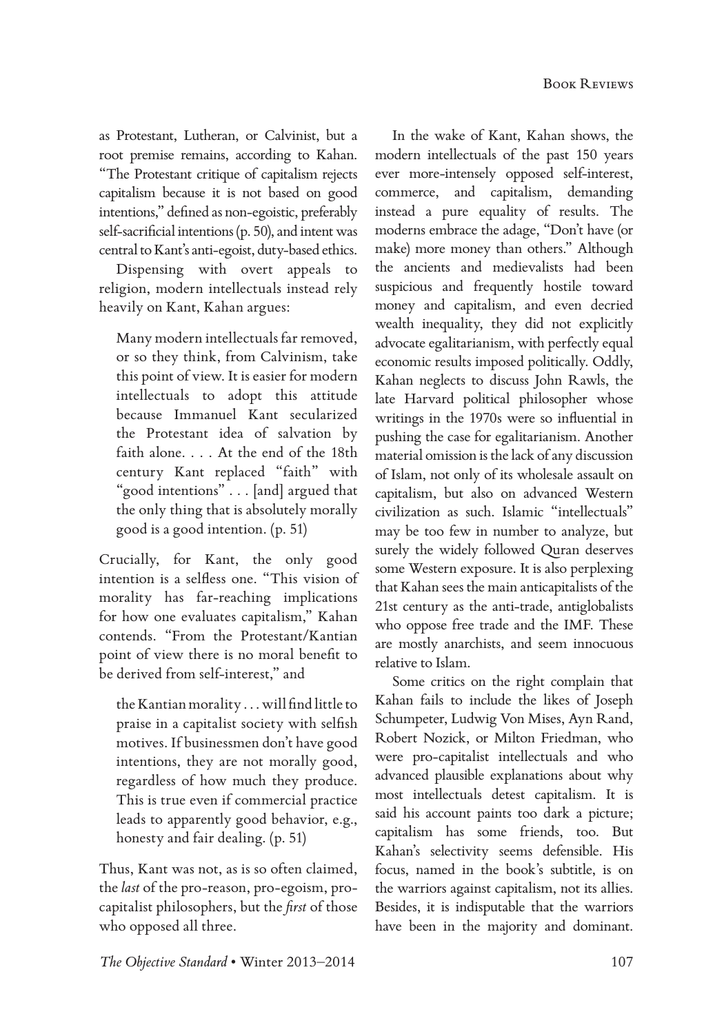as Protestant, Lutheran, or Calvinist, but a root premise remains, according to Kahan. "The Protestant critique of capitalism rejects capitalism because it is not based on good intentions," defined as non-egoistic, preferably self-sacrificial intentions (p. 50), and intent was central to Kant's anti-egoist, duty-based ethics.

Dispensing with overt appeals to religion, modern intellectuals instead rely heavily on Kant, Kahan argues:

> Many modern intellectuals far removed, or so they think, from Calvinism, take this point of view. It is easier for modern intellectuals to adopt this attitude because Immanuel Kant secularized the Protestant idea of salvation by faith alone. . . . At the end of the 18th century Kant replaced "faith" with "good intentions" . . . [and] argued that the only thing that is absolutely morally good is a good intention. (p. 51)

Crucially, for Kant, the only good intention is a selfless one. "This vision of morality has far-reaching implications for how one evaluates capitalism," Kahan contends. "From the Protestant/Kantian point of view there is no moral benefit to be derived from self-interest," and

> the Kantian morality . . . will find little to praise in a capitalist society with selfish motives. If businessmen don't have good intentions, they are not morally good, regardless of how much they produce. This is true even if commercial practice leads to apparently good behavior, e.g., honesty and fair dealing. (p. 51)

Thus, Kant was not, as is so often claimed, the *last* of the pro-reason, pro-egoism, pro-capitalist philosophers, but the *first* of those who opposed all three.

In the wake of Kant, Kahan shows, the modern intellectuals of the past 150 years ever more-intensely opposed self-interest, commerce, and capitalism, demanding instead a pure equality of results. The moderns embrace the adage, "Don't have (or make) more money than others." Although the ancients and medievalists had been suspicious and frequently hostile toward money and capitalism, and even decried wealth inequality, they did not explicitly advocate egalitarianism, with perfectly equal economic results imposed politically. Oddly, Kahan neglects to discuss John Rawls, the late Harvard political philosopher whose writings in the 1970s were so influential in pushing the case for egalitarianism. Another material omission is the lack of any discussion of Islam, not only of its wholesale assault on capitalism, but also on advanced Western civilization as such. Islamic "intellectuals" may be too few in number to analyze, but surely the widely followed Quran deserves some Western exposure. It is also perplexing that Kahan sees the main anticapitalists of the 21st century as the anti-trade, antiglobalists who oppose free trade and the IMF. These are mostly anarchists, and seem innocuous relative to Islam.

Some critics on the right complain that Kahan fails to include the likes of Joseph Schumpeter, Ludwig Von Mises, Ayn Rand, Robert Nozick, or Milton Friedman, who were pro-capitalist intellectuals and who advanced plausible explanations about why most intellectuals detest capitalism. It is said his account paints too dark a picture; capitalism has some friends, too. But Kahan's selectivity seems defensible. His focus, named in the book's subtitle, is on the warriors against capitalism, not its allies. Besides, it is indisputable that the warriors have been in the majority and dominant.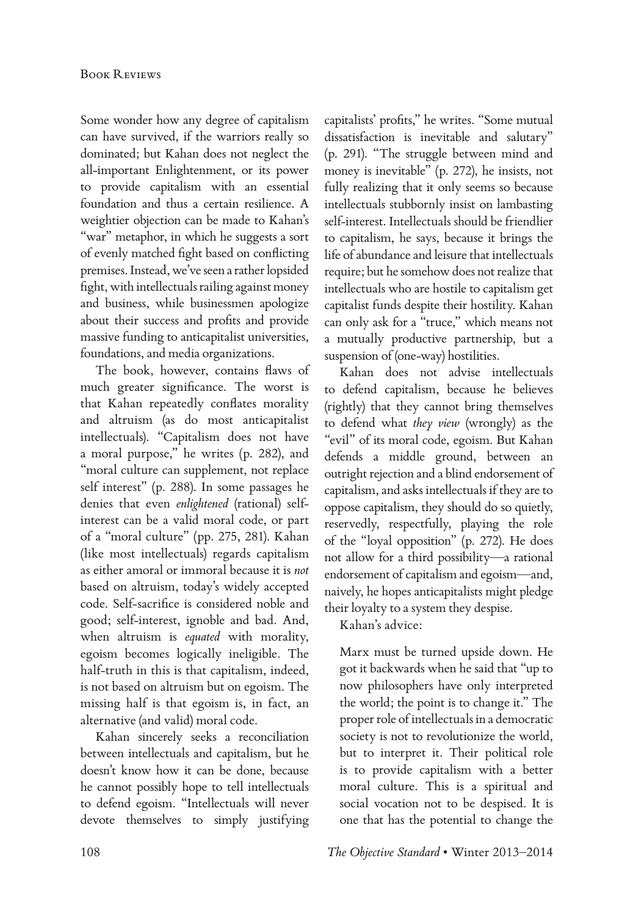Some wonder how any degree of capitalism can have survived, if the warriors really so dominated; but Kahan does not neglect the all-important Enlightenment, or its power to provide capitalism with an essential foundation and thus a certain resilience. A weightier objection can be made to Kahan's "war" metaphor, in which he suggests a sort of evenly matched fight based on conflicting premises. Instead, we've seen a rather lopsided fight, with intellectuals railing against money and business, while businessmen apologize about their success and profits and provide massive funding to anticapitalist universities, foundations, and media organizations.

The book, however, contains flaws of much greater significance. The worst is that Kahan repeatedly conflates morality and altruism (as do most anticapitalist intellectuals). "Capitalism does not have a moral purpose," he writes (p. 282), and "moral culture can supplement, not replace self interest" (p. 288). In some passages he denies that even *enlightened* (rational) self-interest can be a valid moral code, or part of a "moral culture" (pp. 275, 281). Kahan (like most intellectuals) regards capitalism as either amoral or immoral because it is *not* based on altruism, today's widely accepted code. Self-sacrifice is considered noble and good; self-interest, ignoble and bad. And, when altruism is *equated* with morality, egoism becomes logically ineligible. The half-truth in this is that capitalism, indeed, is not based on altruism but on egoism. The missing half is that egoism is, in fact, an alternative (and valid) moral code.

Kahan sincerely seeks a reconciliation between intellectuals and capitalism, but he doesn't know how it can be done, because he cannot possibly hope to tell intellectuals to defend egoism. "Intellectuals will never devote themselves to simply justifying capitalists' profits," he writes. "Some mutual dissatisfaction is inevitable and salutary" (p. 291). "The struggle between mind and money is inevitable" (p. 272), he insists, not fully realizing that it only seems so because intellectuals stubbornly insist on lambasting self-interest. Intellectuals should be friendlier to capitalism, he says, because it brings the life of abundance and leisure that intellectuals require; but he somehow does not realize that intellectuals who are hostile to capitalism get capitalist funds despite their hostility. Kahan can only ask for a "truce," which means not a mutually productive partnership, but a suspension of (one-way) hostilities.

Kahan does not advise intellectuals to defend capitalism, because he believes (rightly) that they cannot bring themselves to defend what *they view* (wrongly) as the "evil" of its moral code, egoism. But Kahan defends a middle ground, between an outright rejection and a blind endorsement of capitalism, and asks intellectuals if they are to oppose capitalism, they should do so quietly, reservedly, respectfully, playing the role of the "loyal opposition" (p. 272). He does not allow for a third possibility—a rational endorsement of capitalism and egoism—and, naively, he hopes anticapitalists might pledge their loyalty to a system they despise.

Kahan's advice:

> Marx must be turned upside down. He got it backwards when he said that "up to now philosophers have only interpreted the world; the point is to change it." The proper role of intellectuals in a democratic society is not to revolutionize the world, but to interpret it. Their political role is to provide capitalism with a better moral culture. This is a spiritual and social vocation not to be despised. It is one that has the potential to change the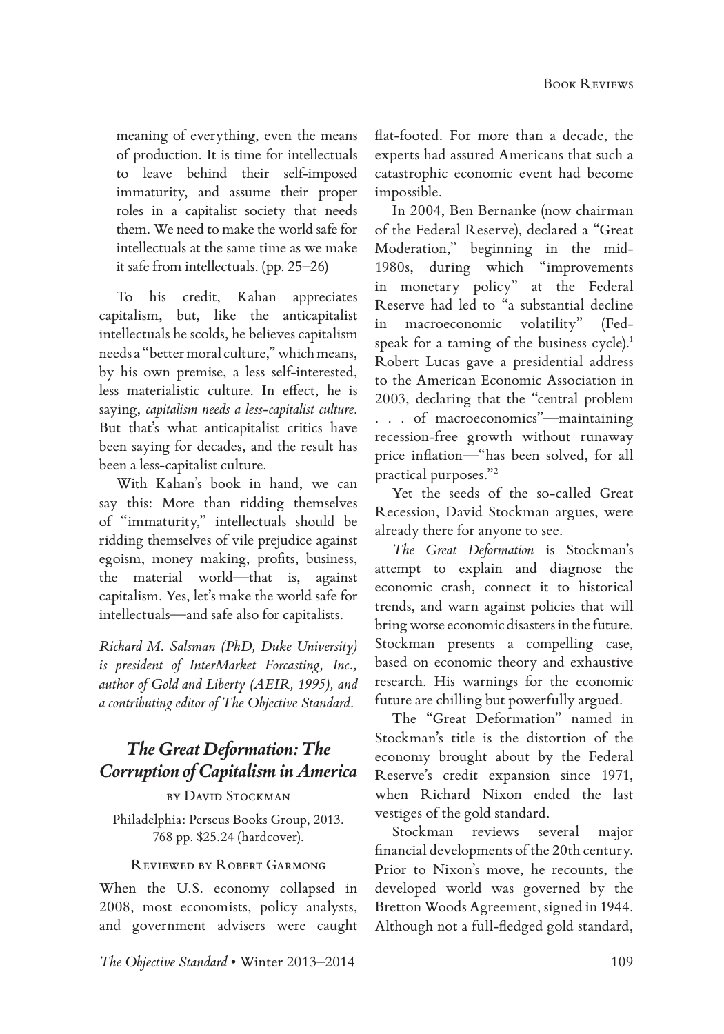meaning of everything, even the means of production. It is time for intellectuals to leave behind their self-imposed immaturity, and assume their proper roles in a capitalist society that needs them. We need to make the world safe for intellectuals at the same time as we make it safe from intellectuals. (pp. 25–26)

To his credit, Kahan appreciates capitalism, but, like the anticapitalist intellectuals he scolds, he believes capitalism needs a "better moral culture," which means, by his own premise, a less self-interested, less materialistic culture. In effect, he is saying, *capitalism needs a less-capitalist culture*. But that's what anticapitalist critics have been saying for decades, and the result has been a less-capitalist culture.

With Kahan's book in hand, we can say this: More than ridding themselves of "immaturity," intellectuals should be ridding themselves of vile prejudice against egoism, money making, profits, business, the material world—that is, against capitalism. Yes, let's make the world safe for intellectuals—and safe also for capitalists.

*Richard M. Salsman (PhD, Duke University) is president of InterMarket Forcasting, Inc., author of Gold and Liberty (AEIR, 1995), and a contributing editor of The Objective Standard.*

## *The Great Deformation: The Corruption of Capitalism in America*

BY DAVID STOCKMAN

Philadelphia: Perseus Books Group, 2013. 768 pp. $25.24 (hardcover).

REVIEWED BY ROBERT GARMONG

When the U.S. economy collapsed in 2008, most economists, policy analysts, and government advisers were caught flat-footed. For more than a decade, the experts had assured Americans that such a catastrophic economic event had become impossible.

In 2004, Ben Bernanke (now chairman of the Federal Reserve), declared a "Great Moderation," beginning in the mid-1980s, during which "improvements in monetary policy" at the Federal Reserve had led to "a substantial decline in macroeconomic volatility" (Fed-speak for a taming of the business cycle).[1] Robert Lucas gave a presidential address to the American Economic Association in 2003, declaring that the "central problem . . . of macroeconomics"—maintaining recession-free growth without runaway price inflation—"has been solved, for all practical purposes."[2]

Yet the seeds of the so-called Great Recession, David Stockman argues, were already there for anyone to see.

*The Great Deformation* is Stockman's attempt to explain and diagnose the economic crash, connect it to historical trends, and warn against policies that will bring worse economic disasters in the future. Stockman presents a compelling case, based on economic theory and exhaustive research. His warnings for the economic future are chilling but powerfully argued.

The "Great Deformation" named in Stockman's title is the distortion of the economy brought about by the Federal Reserve's credit expansion since 1971, when Richard Nixon ended the last vestiges of the gold standard.

Stockman reviews several major financial developments of the 20th century. Prior to Nixon's move, he recounts, the developed world was governed by the Bretton Woods Agreement, signed in 1944. Although not a full-fledged gold standard,